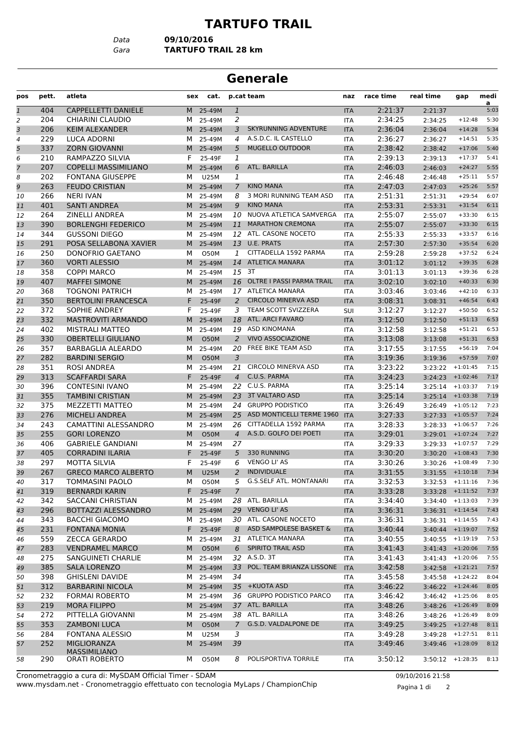# TARTUFO TRAIL

Data **09/10/2016**

Gara **TARTUFO TRAIL 28 km**

## Generale

| pos | pett. | atleta | sex | cat. | p.cat | team | naz | race time | real time | gap | media |
|---|---|---|---|---|---|---|---|---|---|---|---|
| 1 | 404 | CAPPELLETTI DANIELE | M | 25-49M | 1 | | ITA | 2:21:37 | 2:21:37 | | 5:03 |
| 2 | 204 | CHIARINI CLAUDIO | M | 25-49M | 2 | | ITA | 2:34:25 | 2:34:25 | +12:48 | 5:30 |
| 3 | 206 | KEIM ALEXANDER | M | 25-49M | 3 | SKYRUNNING ADVENTURE | ITA | 2:36:04 | 2:36:04 | +14:28 | 5:34 |
| 4 | 229 | LUCA ADORNI | M | 25-49M | 4 | A.S.D.C. IL CASTELLO | ITA | 2:36:27 | 2:36:27 | +14:51 | 5:35 |
| 5 | 337 | ZORN GIOVANNI | M | 25-49M | 5 | MUGELLO OUTDOOR | ITA | 2:38:42 | 2:38:42 | +17:06 | 5:40 |
| 6 | 210 | RAMPAZZO SILVIA | F | 25-49F | 1 | | ITA | 2:39:13 | 2:39:13 | +17:37 | 5:41 |
| 7 | 207 | COPELLI MASSIMILIANO | M | 25-49M | 6 | ATL. BARILLA | ITA | 2:46:03 | 2:46:03 | +24:27 | 5:55 |
| 8 | 202 | FONTANA GIUSEPPE | M | U25M | 1 | | ITA | 2:46:48 | 2:46:48 | +25:11 | 5:57 |
| 9 | 263 | FEUDO CRISTIAN | M | 25-49M | 7 | KINO MANA | ITA | 2:47:03 | 2:47:03 | +25:26 | 5:57 |
| 10 | 266 | NERI IVAN | M | 25-49M | 8 | 3 MORI RUNNING TEAM ASD | ITA | 2:51:31 | 2:51:31 | +29:54 | 6:07 |
| 11 | 401 | SANTI ANDREA | M | 25-49M | 9 | KINO MANA | ITA | 2:53:31 | 2:53:31 | +31:54 | 6:11 |
| 12 | 264 | ZINELLI ANDREA | M | 25-49M | 10 | NUOVA ATLETICA SAMVERGA | ITA | 2:55:07 | 2:55:07 | +33:30 | 6:15 |
| 13 | 390 | BORLENGHI FEDERICO | M | 25-49M | 11 | MARATHON CREMONA | ITA | 2:55:07 | 2:55:07 | +33:30 | 6:15 |
| 14 | 344 | GUSSONI DIEGO | M | 25-49M | 12 | ATL. CASONE NOCETO | ITA | 2:55:33 | 2:55:33 | +33:57 | 6:16 |
| 15 | 291 | POSA SELLABONA XAVIER | M | 25-49M | 13 | U.E. PRATS | ITA | 2:57:30 | 2:57:30 | +35:54 | 6:20 |
| 16 | 250 | DONOFRIO GAETANO | M | O50M | 1 | CITTADELLA 1592 PARMA | ITA | 2:59:28 | 2:59:28 | +37:52 | 6:24 |
| 17 | 360 | VORTI ALESSIO | M | 25-49M | 14 | ATLETICA MANARA | ITA | 3:01:12 | 3:01:12 | +39:35 | 6:28 |
| 18 | 358 | COPPI MARCO | M | 25-49M | 15 | 3T | ITA | 3:01:13 | 3:01:13 | +39:36 | 6:28 |
| 19 | 407 | MAFFEI SIMONE | M | 25-49M | 16 | OLTRE I PASSI PARMA TRAIL | ITA | 3:02:10 | 3:02:10 | +40:33 | 6:30 |
| 20 | 368 | TOGNONI PATRICH | M | 25-49M | 17 | ATLETICA MANARA | ITA | 3:03:46 | 3:03:46 | +42:10 | 6:33 |
| 21 | 350 | BERTOLINI FRANCESCA | F | 25-49F | 2 | CIRCOLO MINERVA ASD | ITA | 3:08:31 | 3:08:31 | +46:54 | 6:43 |
| 22 | 372 | SOPHIE ANDREY | F | 25-49F | 3 | TEAM SCOTT SVIZZERA | SUI | 3:12:27 | 3:12:27 | +50:50 | 6:52 |
| 23 | 332 | MASTROVITI ARMANDO | M | 25-49M | 18 | ATL. ARCI FAVARO | ITA | 3:12:50 | 3:12:50 | +51:13 | 6:53 |
| 24 | 402 | MISTRALI MATTEO | M | 25-49M | 19 | ASD KINOMANA | ITA | 3:12:58 | 3:12:58 | +51:21 | 6:53 |
| 25 | 330 | OBERTELLI GIULIANO | M | O50M | 2 | VIVO ASSOCIAZIONE | ITA | 3:13:08 | 3:13:08 | +51:31 | 6:53 |
| 26 | 357 | BARBAGLIA ALEARDO | M | 25-49M | 20 | FREE BIKE TEAM ASD | ITA | 3:17:55 | 3:17:55 | +56:19 | 7:04 |
| 27 | 282 | BARDINI SERGIO | M | O50M | 3 | | ITA | 3:19:36 | 3:19:36 | +57:59 | 7:07 |
| 28 | 351 | ROSI ANDREA | M | 25-49M | 21 | CIRCOLO MINERVA ASD | ITA | 3:23:22 | 3:23:22 | +1:01:45 | 7:15 |
| 29 | 313 | SCAFFARDI SARA | F | 25-49F | 4 | C.U.S. PARMA | ITA | 3:24:23 | 3:24:23 | +1:02:46 | 7:17 |
| 30 | 396 | CONTESINI IVANO | M | 25-49M | 22 | C.U.S. PARMA | ITA | 3:25:14 | 3:25:14 | +1:03:37 | 7:19 |
| 31 | 355 | TAMBINI CRISTIAN | M | 25-49M | 23 | 3T VALTARO ASD | ITA | 3:25:14 | 3:25:14 | +1:03:38 | 7:19 |
| 32 | 375 | MEZZETTI MATTEO | M | 25-49M | 24 | GRUPPO PODISTICO | ITA | 3:26:49 | 3:26:49 | +1:05:12 | 7:23 |
| 33 | 276 | MICHELI ANDREA | M | 25-49M | 25 | ASD MONTICELLI TERME 1960 | ITA | 3:27:33 | 3:27:33 | +1:05:57 | 7:24 |
| 34 | 243 | CAMATTINI ALESSANDRO | M | 25-49M | 26 | CITTADELLA 1592 PARMA | ITA | 3:28:33 | 3:28:33 | +1:06:57 | 7:26 |
| 35 | 255 | GORI LORENZO | M | O50M | 4 | A.S.D. GOLFO DEI POETI | ITA | 3:29:01 | 3:29:01 | +1:07:24 | 7:27 |
| 36 | 406 | GABRIELE GANDIANI | M | 25-49M | 27 | | ITA | 3:29:33 | 3:29:33 | +1:07:57 | 7:29 |
| 37 | 405 | CORRADINI ILARIA | F | 25-49F | 5 | 330 RUNNING | ITA | 3:30:20 | 3:30:20 | +1:08:43 | 7:30 |
| 38 | 297 | MOTTA SILVIA | F | 25-49F | 6 | VENGO LI' AS | ITA | 3:30:26 | 3:30:26 | +1:08:49 | 7:30 |
| 39 | 267 | GRECO MARCO ALBERTO | M | U25M | 2 | INDIVIDUALE | ITA | 3:31:55 | 3:31:55 | +1:10:18 | 7:34 |
| 40 | 317 | TOMMASINI PAOLO | M | O50M | 5 | G.S.SELF ATL. MONTANARI | ITA | 3:32:53 | 3:32:53 | +1:11:16 | 7:36 |
| 41 | 319 | BERNARDI KARIN | F | 25-49F | 7 | | ITA | 3:33:28 | 3:33:28 | +1:11:52 | 7:37 |
| 42 | 342 | SACCANI CHRISTIAN | M | 25-49M | 28 | ATL. BARILLA | ITA | 3:34:40 | 3:34:40 | +1:13:03 | 7:39 |
| 43 | 296 | BOTTAZZI ALESSANDRO | M | 25-49M | 29 | VENGO LI' AS | ITA | 3:36:31 | 3:36:31 | +1:14:54 | 7:43 |
| 44 | 343 | BACCHI GIACOMO | M | 25-49M | 30 | ATL. CASONE NOCETO | ITA | 3:36:31 | 3:36:31 | +1:14:55 | 7:43 |
| 45 | 231 | FONTANA MONIA | F | 25-49F | 8 | ASD SAMPOLESE BASKET & | ITA | 3:40:44 | 3:40:44 | +1:19:07 | 7:52 |
| 46 | 559 | ZECCA GERARDO | M | 25-49M | 31 | ATLETICA MANARA | ITA | 3:40:55 | 3:40:55 | +1:19:19 | 7:53 |
| 47 | 283 | VENDRAMEL MARCO | M | O50M | 6 | SPIRITO TRAIL ASD | ITA | 3:41:43 | 3:41:43 | +1:20:06 | 7:55 |
| 48 | 275 | SANGUINETI CHARLIE | M | 25-49M | 32 | A.S.D. 3T | ITA | 3:41:43 | 3:41:43 | +1:20:06 | 7:55 |
| 49 | 385 | SALA LORENZO | M | 25-49M | 33 | POL. TEAM BRIANZA LISSONE | ITA | 3:42:58 | 3:42:58 | +1:21:21 | 7:57 |
| 50 | 398 | GHISLENI DAVIDE | M | 25-49M | 34 | | ITA | 3:45:58 | 3:45:58 | +1:24:22 | 8:04 |
| 51 | 312 | BARBARINI NICOLA | M | 25-49M | 35 | +KUOTA ASD | ITA | 3:46:22 | 3:46:22 | +1:24:46 | 8:05 |
| 52 | 232 | FORMAI ROBERTO | M | 25-49M | 36 | GRUPPO PODISTICO PARCO | ITA | 3:46:42 | 3:46:42 | +1:25:06 | 8:05 |
| 53 | 219 | MORA FILIPPO | M | 25-49M | 37 | ATL. BARILLA | ITA | 3:48:26 | 3:48:26 | +1:26:49 | 8:09 |
| 54 | 272 | PITTELLA GIOVANNI | M | 25-49M | 38 | ATL. BARILLA | ITA | 3:48:26 | 3:48:26 | +1:26:49 | 8:09 |
| 55 | 353 | ZAMBONI LUCA | M | O50M | 7 | G.S.D. VALDALPONE DE | ITA | 3:49:25 | 3:49:25 | +1:27:48 | 8:11 |
| 56 | 284 | FONTANA ALESSIO | M | U25M | 3 | | ITA | 3:49:28 | 3:49:28 | +1:27:51 | 8:11 |
| 57 | 252 | MIGLIORANZA MASSIMILIANO | M | 25-49M | 39 | | ITA | 3:49:46 | 3:49:46 | +1:28:09 | 8:12 |
| 58 | 290 | ORATI ROBERTO | M | O50M | 8 | POLISPORTIVA TORRILE | ITA | 3:50:12 | 3:50:12 | +1:28:35 | 8:13 |

Cronometraggio a cura di: MySDAM Official Timer - SDAM
www.mysdam.net - Cronometraggio effettuato con tecnologia MyLaps / ChampionChip

09/10/2016 21:58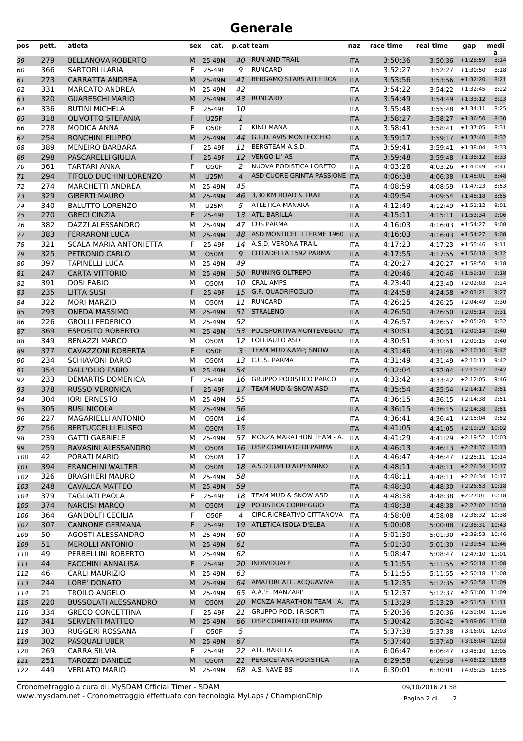# Generale

| pos | pett. | atleta | sex | cat. | p.cat | team | naz | race time | real time | gap | media |
|---|---|---|---|---|---|---|---|---|---|---|---|
| 59 | 279 | BELLANOVA ROBERTO | M | 25-49M | 40 | RUN AND TRAIL | ITA | 3:50:36 | 3:50:36 | +1:28:59 | 8:14 |
| 60 | 366 | SARTORI ILARIA | F | 25-49F | 9 | RUNCARD | ITA | 3:52:27 | 3:52:27 | +1:30:50 | 8:18 |
| 61 | 273 | CARRATTA ANDREA | M | 25-49M | 41 | BERGAMO STARS ATLETICA | ITA | 3:53:56 | 3:53:56 | +1:32:20 | 8:21 |
| 62 | 331 | MARCATO ANDREA | M | 25-49M | 42 | | ITA | 3:54:22 | 3:54:22 | +1:32:45 | 8:22 |
| 63 | 320 | GUARESCHI MARIO | M | 25-49M | 43 | RUNCARD | ITA | 3:54:49 | 3:54:49 | +1:33:12 | 8:23 |
| 64 | 336 | BUTINI MICHELA | F | 25-49F | 10 | | ITA | 3:55:48 | 3:55:48 | +1:34:11 | 8:25 |
| 65 | 318 | OLIVOTTO STEFANIA | F | U25F | 1 | | ITA | 3:58:27 | 3:58:27 | +1:36:50 | 8:30 |
| 66 | 278 | MODICA ANNA | F | O50F | 1 | KINO MANA | ITA | 3:58:41 | 3:58:41 | +1:37:05 | 8:31 |
| 67 | 254 | RONCHINI FILIPPO | M | 25-49M | 44 | G.P.D. AVIS MONTECCHIO | ITA | 3:59:17 | 3:59:17 | +1:37:40 | 8:32 |
| 68 | 389 | MENEIRO BARBARA | F | 25-49F | 11 | BERGTEAM A.S.D. | ITA | 3:59:41 | 3:59:41 | +1:38:04 | 8:33 |
| 69 | 298 | PASCARELLI GIULIA | F | 25-49F | 12 | VENGO LI' AS | ITA | 3:59:48 | 3:59:48 | +1:38:12 | 8:33 |
| 70 | 361 | TARTARI ANNA | F | O50F | 2 | NUOVA PODISTICA LORETO | ITA | 4:03:26 | 4:03:26 | +1:41:49 | 8:41 |
| 71 | 294 | TITOLO DUCHINI LORENZO | M | U25M | 4 | ASD CUORE GRINTA PASSIONE | ITA | 4:06:38 | 4:06:38 | +1:45:01 | 8:48 |
| 72 | 274 | MARCHETTI ANDREA | M | 25-49M | 45 | | ITA | 4:08:59 | 4:08:59 | +1:47:23 | 8:53 |
| 73 | 329 | GIBERTI MAURO | M | 25-49M | 46 | 3,30 KM ROAD & TRAIL | ITA | 4:09:54 | 4:09:54 | +1:48:18 | 8:55 |
| 74 | 340 | BALUTTO LORENZO | M | U25M | 5 | ATLETICA MANARA | ITA | 4:12:49 | 4:12:49 | +1:51:12 | 9:01 |
| 75 | 270 | GRECI CINZIA | F | 25-49F | 13 | ATL. BARILLA | ITA | 4:15:11 | 4:15:11 | +1:53:34 | 9:06 |
| 76 | 382 | DAZZI ALESSANDRO | M | 25-49M | 47 | CUS PARMA | ITA | 4:16:03 | 4:16:03 | +1:54:27 | 9:08 |
| 77 | 383 | FERRARONI LUCA | M | 25-49M | 48 | ASD MONTICELLI TERME 1960 | ITA | 4:16:03 | 4:16:03 | +1:54:27 | 9:08 |
| 78 | 321 | SCALA MARIA ANTONIETTA | F | 25-49F | 14 | A.S.D. VERONA TRAIL | ITA | 4:17:23 | 4:17:23 | +1:55:46 | 9:11 |
| 79 | 325 | PETRONIO CARLO | M | O50M | 9 | CITTADELLA 1592 PARMA | ITA | 4:17:55 | 4:17:55 | +1:56:18 | 9:12 |
| 80 | 397 | TAPINELLI LUCA | M | 25-49M | 49 | | ITA | 4:20:27 | 4:20:27 | +1:58:50 | 9:18 |
| 81 | 247 | CARTA VITTORIO | M | 25-49M | 50 | RUNNING OLTREPO' | ITA | 4:20:46 | 4:20:46 | +1:59:10 | 9:18 |
| 82 | 391 | DOSI FABIO | M | O50M | 10 | CRAL AMPS | ITA | 4:23:40 | 4:23:40 | +2:02:03 | 9:24 |
| 83 | 235 | LITTA SUSI | F | 25-49F | 15 | G.P. QUADRIFOGLIO | ITA | 4:24:58 | 4:24:58 | +2:03:21 | 9:27 |
| 84 | 322 | MORI MARZIO | M | O50M | 11 | RUNCARD | ITA | 4:26:25 | 4:26:25 | +2:04:49 | 9:30 |
| 85 | 293 | ONEDA MASSIMO | M | 25-49M | 51 | STRALENO | ITA | 4:26:50 | 4:26:50 | +2:05:14 | 9:31 |
| 86 | 226 | GROLLI FEDERICO | M | 25-49M | 52 | | ITA | 4:26:57 | 4:26:57 | +2:05:20 | 9:32 |
| 87 | 369 | ESPOSITO ROBERTO | M | 25-49M | 53 | POLISPORTIVA MONTEVEGLIO | ITA | 4:30:51 | 4:30:51 | +2:09:14 | 9:40 |
| 88 | 349 | BENAZZI MARCO | M | O50M | 12 | LOLLIAUTO ASD | ITA | 4:30:51 | 4:30:51 | +2:09:15 | 9:40 |
| 89 | 377 | CAVAZZONI ROBERTA | F | O50F | 3 | TEAM MUD &AMP; SNOW | ITA | 4:31:46 | 4:31:46 | +2:10:10 | 9:42 |
| 90 | 234 | SCHIAVONI DARIO | M | O50M | 13 | C.U.S. PARMA | ITA | 4:31:49 | 4:31:49 | +2:10:13 | 9:42 |
| 91 | 354 | DALL'OLIO FABIO | M | 25-49M | 54 | | ITA | 4:32:04 | 4:32:04 | +2:10:27 | 9:42 |
| 92 | 233 | DEMARTIS DOMENICA | F | 25-49F | 16 | GRUPPO PODISTICO PARCO | ITA | 4:33:42 | 4:33:42 | +2:12:05 | 9:46 |
| 93 | 378 | RUSSO VERONICA | F | 25-49F | 17 | TEAM MUD & SNOW ASD | ITA | 4:35:54 | 4:35:54 | +2:14:17 | 9:51 |
| 94 | 304 | IORI ERNESTO | M | 25-49M | 55 | | ITA | 4:36:15 | 4:36:15 | +2:14:38 | 9:51 |
| 95 | 305 | BUSI NICOLA | M | 25-49M | 56 | | ITA | 4:36:15 | 4:36:15 | +2:14:38 | 9:51 |
| 96 | 227 | MAGARIELLI ANTONIO | M | O50M | 14 | | ITA | 4:36:41 | 4:36:41 | +2:15:04 | 9:52 |
| 97 | 256 | BERTUCCELLI ELISEO | M | O50M | 15 | | ITA | 4:41:05 | 4:41:05 | +2:19:29 | 10:02 |
| 98 | 239 | GATTI GABRIELE | M | 25-49M | 57 | MONZA MARATHON TEAM - A. | ITA | 4:41:29 | 4:41:29 | +2:19:52 | 10:03 |
| 99 | 259 | RAVASINI ALESSANDRO | M | O50M | 16 | UISP COMITATO DI PARMA | ITA | 4:46:13 | 4:46:13 | +2:24:37 | 10:13 |
| 100 | 42 | PORATI MARIO | M | O50M | 17 | | ITA | 4:46:47 | 4:46:47 | +2:25:11 | 10:14 |
| 101 | 394 | FRANCHINI WALTER | M | O50M | 18 | A.S.D LUPI D'APPENNINO | ITA | 4:48:11 | 4:48:11 | +2:26:34 | 10:17 |
| 102 | 326 | BRAGHIERI MAURO | M | 25-49M | 58 | | ITA | 4:48:11 | 4:48:11 | +2:26:34 | 10:17 |
| 103 | 248 | CAVALCA MATTEO | M | 25-49M | 59 | | ITA | 4:48:30 | 4:48:30 | +2:26:53 | 10:18 |
| 104 | 379 | TAGLIATI PAOLA | F | 25-49F | 18 | TEAM MUD & SNOW ASD | ITA | 4:48:38 | 4:48:38 | +2:27:01 | 10:18 |
| 105 | 374 | NARCISI MARCO | M | O50M | 19 | PODISTICA CORREGGIO | ITA | 4:48:38 | 4:48:38 | +2:27:02 | 10:18 |
| 106 | 364 | GANDOLFI CECILIA | F | O50F | 4 | CIRC.RICREATIVO CITTANOVA | ITA | 4:58:08 | 4:58:08 | +2:36:32 | 10:38 |
| 107 | 307 | CANNONE GERMANA | F | 25-49F | 19 | ATLETICA ISOLA D'ELBA | ITA | 5:00:08 | 5:00:08 | +2:38:31 | 10:43 |
| 108 | 50 | AGOSTI ALESSANDRO | M | 25-49M | 60 | | ITA | 5:01:30 | 5:01:30 | +2:39:53 | 10:46 |
| 109 | 51 | MEROLLI ANTONIO | M | 25-49M | 61 | | ITA | 5:01:30 | 5:01:30 | +2:39:54 | 10:46 |
| 110 | 49 | PERBELLINI ROBERTO | M | 25-49M | 62 | | ITA | 5:08:47 | 5:08:47 | +2:47:10 | 11:01 |
| 111 | 44 | FACCHINI ANNALISA | F | 25-49F | 20 | INDIVIDUALE | ITA | 5:11:55 | 5:11:55 | +2:50:18 | 11:08 |
| 112 | 46 | CARLI MAURIZIO | M | 25-49M | 63 | | ITA | 5:11:55 | 5:11:55 | +2:50:18 | 11:08 |
| 113 | 244 | LORE' DONATO | M | 25-49M | 64 | AMATORI ATL. ACQUAVIVA | ITA | 5:12:35 | 5:12:35 | +2:50:58 | 11:09 |
| 114 | 21 | TROILO ANGELO | M | 25-49M | 65 | A.A.'E. MANZARI' | ITA | 5:12:37 | 5:12:37 | +2:51:00 | 11:09 |
| 115 | 220 | BUSSOLATI ALESSANDRO | M | O50M | 20 | MONZA MARATHON TEAM - A. | ITA | 5:13:29 | 5:13:29 | +2:51:53 | 11:11 |
| 116 | 334 | GRECO CONCETTINA | F | 25-49F | 21 | GRUPPO POD. I RISORTI | ITA | 5:20:36 | 5:20:36 | +2:59:00 | 11:26 |
| 117 | 341 | SERVENTI MATTEO | M | 25-49M | 66 | UISP COMITATO DI PARMA | ITA | 5:30:42 | 5:30:42 | +3:09:06 | 11:48 |
| 118 | 303 | RUGGERI ROSSANA | F | O50F | 5 | | ITA | 5:37:38 | 5:37:38 | +3:16:01 | 12:03 |
| 119 | 302 | PASQUALI UBER | M | 25-49M | 67 | | ITA | 5:37:40 | 5:37:40 | +3:16:04 | 12:03 |
| 120 | 269 | CARRA SILVIA | F | 25-49F | 22 | ATL. BARILLA | ITA | 6:06:47 | 6:06:47 | +3:45:10 | 13:05 |
| 121 | 251 | TAROZZI DANIELE | M | O50M | 21 | PERSICETANA PODISTICA | ITA | 6:29:58 | 6:29:58 | +4:08:22 | 13:55 |
| 122 | 449 | VERLATO MARIO | M | 25-49M | 68 | A.S. NAVE BS | ITA | 6:30:01 | 6:30:01 | +4:08:25 | 13:55 |

Cronometraggio a cura di: MySDAM Official Timer - SDAM
www.mysdam.net - Cronometraggio effettuato con tecnologia MyLaps / ChampionChip

09/10/2016 21:58